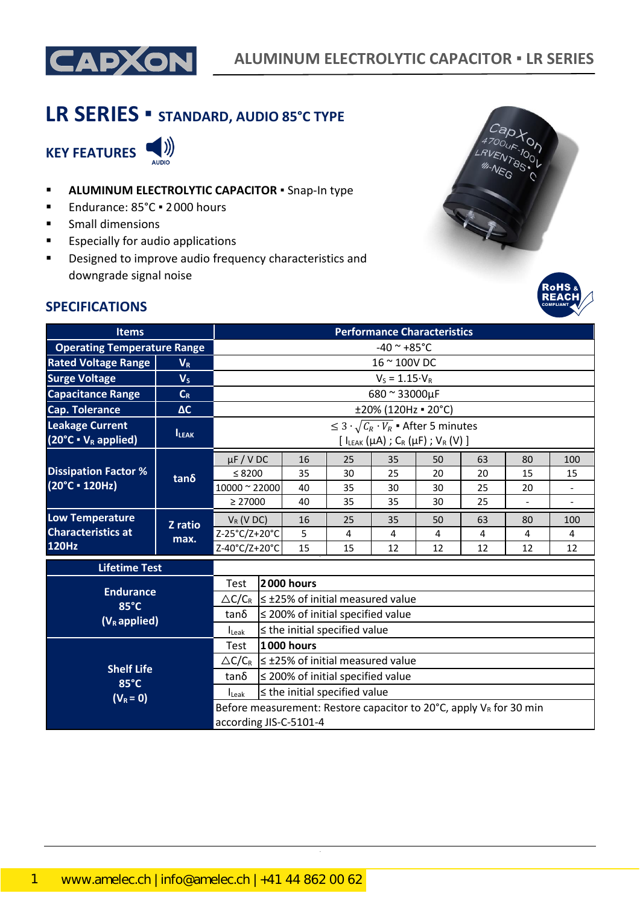# LR SERIES ▪ STANDARD, AUDIO 85°C TYPE

## KEY FEATURES

- **ALUMINUM ELECTROLYTIC CAPACITOR** ▪ Snap-In type
- Endurance: 85°C ▪ 2000 hours
- Small dimensions
- Especially for audio applications
- Designed to improve audio frequency characteristics and downgrade signal noise

## SPECIFICATIONS

| Items | | Performance Characteristics | | | | | | | |
|---|---|---|---|---|---|---|---|---|---|
| Operating Temperature Range | | -40 ~ +85°C | | | | | | | |
| Rated Voltage Range | $V_R$ | 16 ~ 100V DC | | | | | | | |
| Surge Voltage | $V_S$ | $V_S = 1.15 \cdot V_R$ | | | | | | | |
| Capacitance Range | $C_R$ | 680 ~ 33000µF | | | | | | | |
| Cap. Tolerance | ΔC | ±20% (120Hz ▪ 20°C) | | | | | | | |
| Leakage Current (20°C ▪ $V_R$ applied) | $I_{LEAK}$ | $\leq 3 \cdot \sqrt{C_R \cdot V_R}$ ▪ After 5 minutes [ $I_{LEAK}$ (µA) ; $C_R$ (µF) ; $V_R$ (V) ] | | | | | | | |
| Dissipation Factor % (20°C ▪ 120Hz) | tanδ | µF / V DC | 16 | 25 | 35 | 50 | 63 | 80 | 100 |
| | | ≤ 8200 | 35 | 30 | 25 | 20 | 20 | 15 | 15 |
| | | 10000 ~ 22000 | 40 | 35 | 30 | 30 | 25 | 20 | - |
| | | ≥ 27000 | 40 | 35 | 35 | 30 | 25 | - | - |
| Low Temperature Characteristics at 120Hz | Z ratio max. | $V_R$ (V DC) | 16 | 25 | 35 | 50 | 63 | 80 | 100 |
| | | Z-25°C/Z+20°C | 5 | 4 | 4 | 4 | 4 | 4 | 4 |
| | | Z-40°C/Z+20°C | 15 | 15 | 12 | 12 | 12 | 12 | 12 |

| Lifetime Test | | |
|---|---|---|
| Endurance 85°C ($V_R$ applied) | Test | **2000 hours** |
| | △C/$C_R$ | ≤ ±25% of initial measured value |
| | tanδ | ≤ 200% of initial specified value |
| | $I_{Leak}$ | ≤ the initial specified value |
| Shelf Life 85°C ($V_R$ = 0) | Test | **1000 hours** |
| | △C/$C_R$ | ≤ ±25% of initial measured value |
| | tanδ | ≤ 200% of initial specified value |
| | $I_{Leak}$ | ≤ the initial specified value |
| | Before measurement: Restore capacitor to 20°C, apply $V_R$ for 30 min according JIS-C-5101-4 | |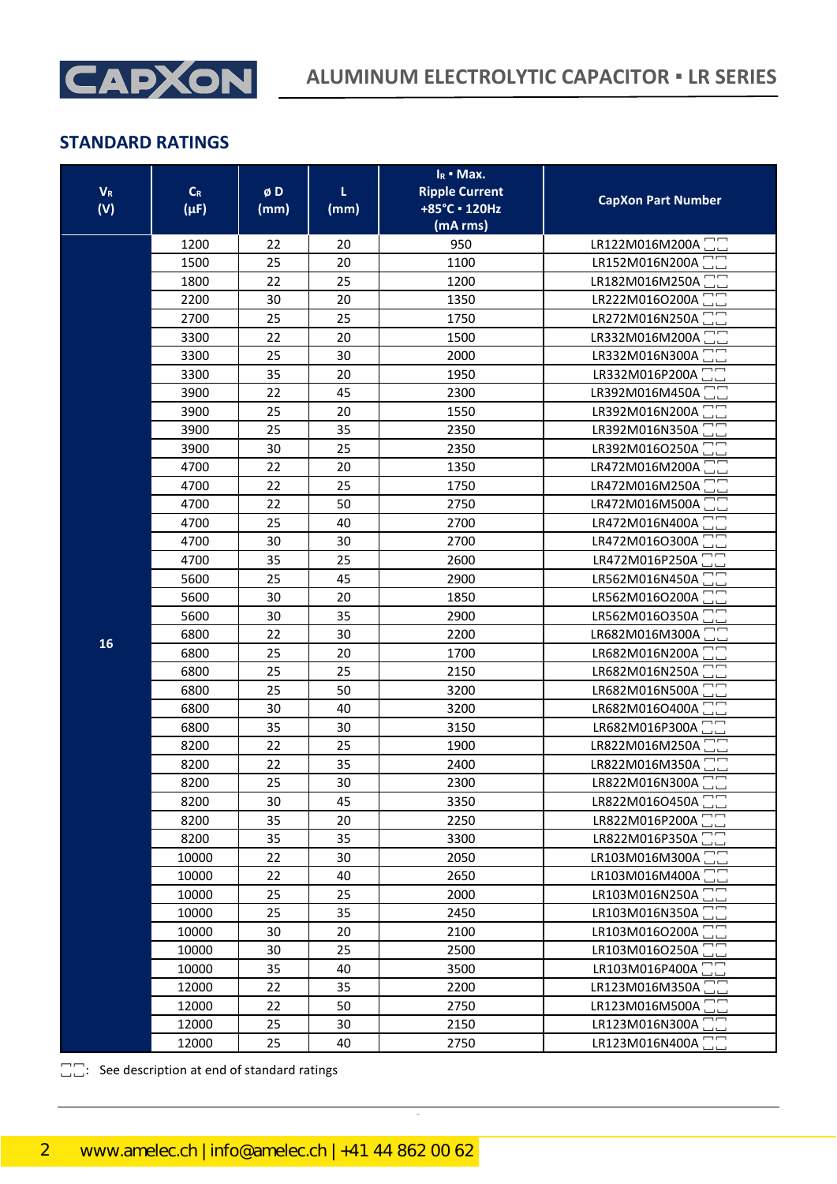## STANDARD RATINGS

| $V_R$ (V) | $C_R$ (µF) | ø D (mm) | L (mm) | $I_R$ ▪ Max. Ripple Current +85°C ▪ 120Hz (mA rms) | CapXon Part Number |
|---|---|---|---|---|---|
| 16 | 1200 | 22 | 20 | 950 | LR122M016M200A □□ |
| | 1500 | 25 | 20 | 1100 | LR152M016N200A □□ |
| | 1800 | 22 | 25 | 1200 | LR182M016M250A □□ |
| | 2200 | 30 | 20 | 1350 | LR222M016O200A □□ |
| | 2700 | 25 | 25 | 1750 | LR272M016N250A □□ |
| | 3300 | 22 | 20 | 1500 | LR332M016M200A □□ |
| | 3300 | 25 | 30 | 2000 | LR332M016N300A □□ |
| | 3300 | 35 | 20 | 1950 | LR332M016P200A □□ |
| | 3900 | 22 | 45 | 2300 | LR392M016M450A □□ |
| | 3900 | 25 | 20 | 1550 | LR392M016N200A □□ |
| | 3900 | 25 | 35 | 2350 | LR392M016N350A □□ |
| | 3900 | 30 | 25 | 2350 | LR392M016O250A □□ |
| | 4700 | 22 | 20 | 1350 | LR472M016M200A □□ |
| | 4700 | 22 | 25 | 1750 | LR472M016M250A □□ |
| | 4700 | 22 | 50 | 2750 | LR472M016M500A □□ |
| | 4700 | 25 | 40 | 2700 | LR472M016N400A □□ |
| | 4700 | 30 | 30 | 2700 | LR472M016O300A □□ |
| | 4700 | 35 | 25 | 2600 | LR472M016P250A □□ |
| | 5600 | 25 | 45 | 2900 | LR562M016N450A □□ |
| | 5600 | 30 | 20 | 1850 | LR562M016O200A □□ |
| | 5600 | 30 | 35 | 2900 | LR562M016O350A □□ |
| | 6800 | 22 | 30 | 2200 | LR682M016M300A □□ |
| | 6800 | 25 | 20 | 1700 | LR682M016N200A □□ |
| | 6800 | 25 | 25 | 2150 | LR682M016N250A □□ |
| | 6800 | 25 | 50 | 3200 | LR682M016N500A □□ |
| | 6800 | 30 | 40 | 3200 | LR682M016O400A □□ |
| | 6800 | 35 | 30 | 3150 | LR682M016P300A □□ |
| | 8200 | 22 | 25 | 1900 | LR822M016M250A □□ |
| | 8200 | 22 | 35 | 2400 | LR822M016M350A □□ |
| | 8200 | 25 | 30 | 2300 | LR822M016N300A □□ |
| | 8200 | 30 | 45 | 3350 | LR822M016O450A □□ |
| | 8200 | 35 | 20 | 2250 | LR822M016P200A □□ |
| | 8200 | 35 | 35 | 3300 | LR822M016P350A □□ |
| | 10000 | 22 | 30 | 2050 | LR103M016M300A □□ |
| | 10000 | 22 | 40 | 2650 | LR103M016M400A □□ |
| | 10000 | 25 | 25 | 2000 | LR103M016N250A □□ |
| | 10000 | 25 | 35 | 2450 | LR103M016N350A □□ |
| | 10000 | 30 | 20 | 2100 | LR103M016O200A □□ |
| | 10000 | 30 | 25 | 2500 | LR103M016O250A □□ |
| | 10000 | 35 | 40 | 3500 | LR103M016P400A □□ |
| | 12000 | 22 | 35 | 2200 | LR123M016M350A □□ |
| | 12000 | 22 | 50 | 2750 | LR123M016M500A □□ |
| | 12000 | 25 | 30 | 2150 | LR123M016N300A □□ |
| | 12000 | 25 | 40 | 2750 | LR123M016N400A □□ |

□□: See description at end of standard ratings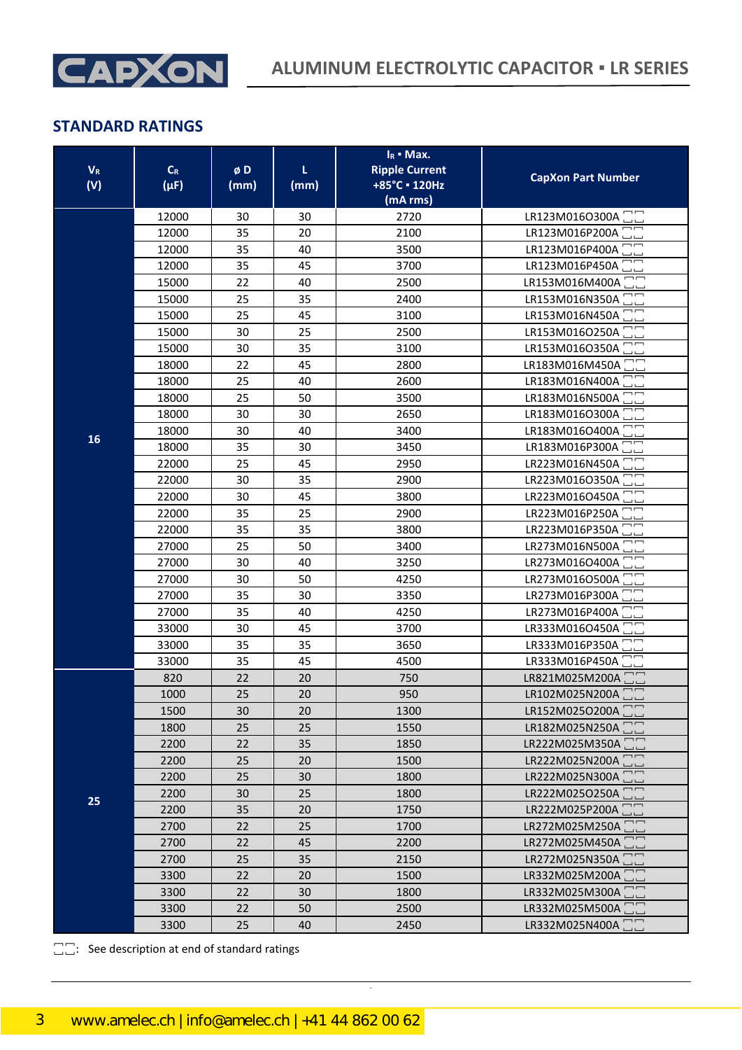## STANDARD RATINGS

| $V_R$ (V) | $C_R$ (µF) | ø D (mm) | L (mm) | $I_R$ ▪ Max. Ripple Current +85°C ▪ 120Hz (mA rms) | CapXon Part Number |
|---|---|---|---|---|---|
| 16 | 12000 | 30 | 30 | 2720 | LR123M016O300A □□ |
| | 12000 | 35 | 20 | 2100 | LR123M016P200A □□ |
| | 12000 | 35 | 40 | 3500 | LR123M016P400A □□ |
| | 12000 | 35 | 45 | 3700 | LR123M016P450A □□ |
| | 15000 | 22 | 40 | 2500 | LR153M016M400A □□ |
| | 15000 | 25 | 35 | 2400 | LR153M016N350A □□ |
| | 15000 | 25 | 45 | 3100 | LR153M016N450A □□ |
| | 15000 | 30 | 25 | 2500 | LR153M016O250A □□ |
| | 15000 | 30 | 35 | 3100 | LR153M016O350A □□ |
| | 18000 | 22 | 45 | 2800 | LR183M016M450A □□ |
| | 18000 | 25 | 40 | 2600 | LR183M016N400A □□ |
| | 18000 | 25 | 50 | 3500 | LR183M016N500A □□ |
| | 18000 | 30 | 30 | 2650 | LR183M016O300A □□ |
| | 18000 | 30 | 40 | 3400 | LR183M016O400A □□ |
| | 18000 | 35 | 30 | 3450 | LR183M016P300A □□ |
| | 22000 | 25 | 45 | 2950 | LR223M016N450A □□ |
| | 22000 | 30 | 35 | 2900 | LR223M016O350A □□ |
| | 22000 | 30 | 45 | 3800 | LR223M016O450A □□ |
| | 22000 | 35 | 25 | 2900 | LR223M016P250A □□ |
| | 22000 | 35 | 35 | 3800 | LR223M016P350A □□ |
| | 27000 | 25 | 50 | 3400 | LR273M016N500A □□ |
| | 27000 | 30 | 40 | 3250 | LR273M016O400A □□ |
| | 27000 | 30 | 50 | 4250 | LR273M016O500A □□ |
| | 27000 | 35 | 30 | 3350 | LR273M016P300A □□ |
| | 27000 | 35 | 40 | 4250 | LR273M016P400A □□ |
| | 33000 | 30 | 45 | 3700 | LR333M016O450A □□ |
| | 33000 | 35 | 35 | 3650 | LR333M016P350A □□ |
| | 33000 | 35 | 45 | 4500 | LR333M016P450A □□ |
| 25 | 820 | 22 | 20 | 750 | LR821M025M200A □□ |
| | 1000 | 25 | 20 | 950 | LR102M025N200A □□ |
| | 1500 | 30 | 20 | 1300 | LR152M025O200A □□ |
| | 1800 | 25 | 25 | 1550 | LR182M025N250A □□ |
| | 2200 | 22 | 35 | 1850 | LR222M025M350A □□ |
| | 2200 | 25 | 20 | 1500 | LR222M025N200A □□ |
| | 2200 | 25 | 30 | 1800 | LR222M025N300A □□ |
| | 2200 | 30 | 25 | 1800 | LR222M025O250A □□ |
| | 2200 | 35 | 20 | 1750 | LR222M025P200A □□ |
| | 2700 | 22 | 25 | 1700 | LR272M025M250A □□ |
| | 2700 | 22 | 45 | 2200 | LR272M025M450A □□ |
| | 2700 | 25 | 35 | 2150 | LR272M025N350A □□ |
| | 3300 | 22 | 20 | 1500 | LR332M025M200A □□ |
| | 3300 | 22 | 30 | 1800 | LR332M025M300A □□ |
| | 3300 | 22 | 50 | 2500 | LR332M025M500A □□ |
| | 3300 | 25 | 40 | 2450 | LR332M025N400A □□ |

□□: See description at end of standard ratings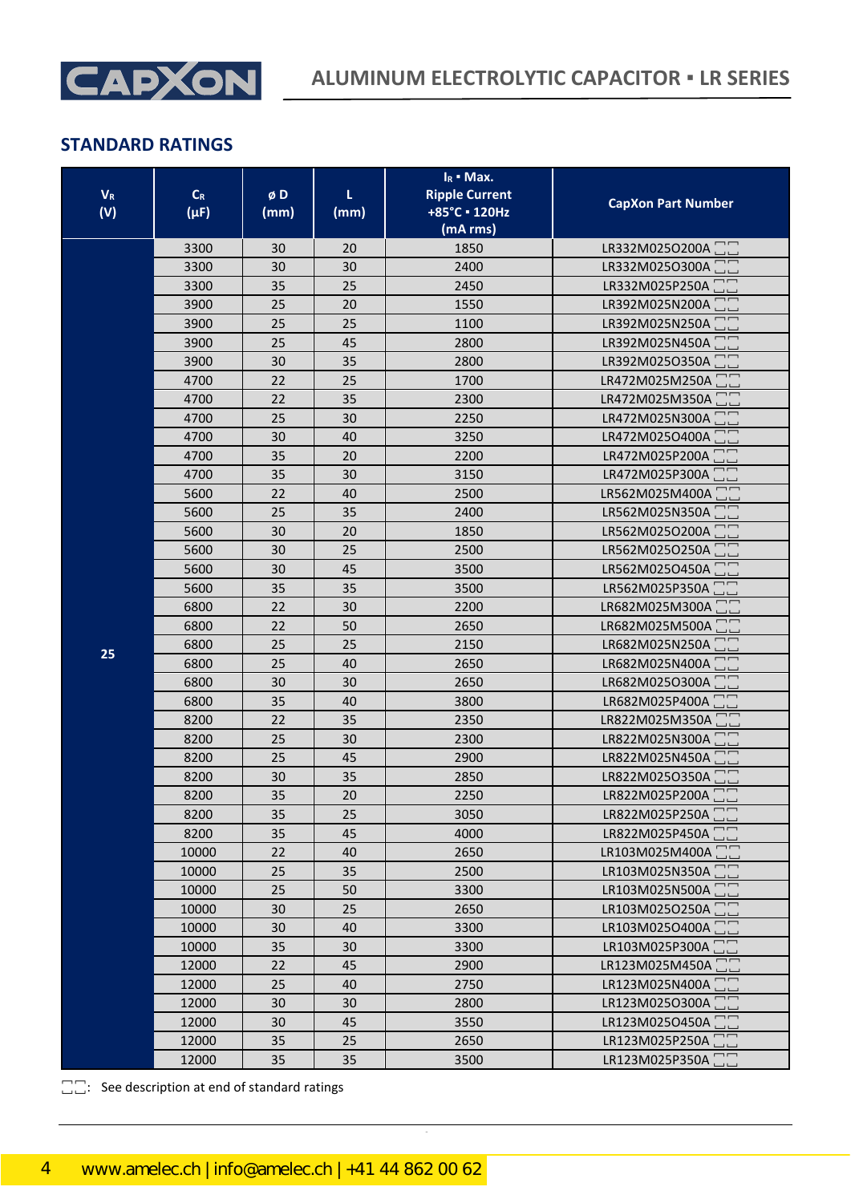## STANDARD RATINGS

| $V_R$ (V) | $C_R$ (µF) | ø D (mm) | L (mm) | $I_R$ ▪ Max. Ripple Current +85°C ▪ 120Hz (mA rms) | CapXon Part Number |
|---|---|---|---|---|---|
| 25 | 3300 | 30 | 20 | 1850 | LR332M025O200A □□ |
| | 3300 | 30 | 30 | 2400 | LR332M025O300A □□ |
| | 3300 | 35 | 25 | 2450 | LR332M025P250A □□ |
| | 3900 | 25 | 20 | 1550 | LR392M025N200A □□ |
| | 3900 | 25 | 25 | 1100 | LR392M025N250A □□ |
| | 3900 | 25 | 45 | 2800 | LR392M025N450A □□ |
| | 3900 | 30 | 35 | 2800 | LR392M025O350A □□ |
| | 4700 | 22 | 25 | 1700 | LR472M025M250A □□ |
| | 4700 | 22 | 35 | 2300 | LR472M025M350A □□ |
| | 4700 | 25 | 30 | 2250 | LR472M025N300A □□ |
| | 4700 | 30 | 40 | 3250 | LR472M025O400A □□ |
| | 4700 | 35 | 20 | 2200 | LR472M025P200A □□ |
| | 4700 | 35 | 30 | 3150 | LR472M025P300A □□ |
| | 5600 | 22 | 40 | 2500 | LR562M025M400A □□ |
| | 5600 | 25 | 35 | 2400 | LR562M025N350A □□ |
| | 5600 | 30 | 20 | 1850 | LR562M025O200A □□ |
| | 5600 | 30 | 25 | 2500 | LR562M025O250A □□ |
| | 5600 | 30 | 45 | 3500 | LR562M025O450A □□ |
| | 5600 | 35 | 35 | 3500 | LR562M025P350A □□ |
| | 6800 | 22 | 30 | 2200 | LR682M025M300A □□ |
| | 6800 | 22 | 50 | 2650 | LR682M025M500A □□ |
| | 6800 | 25 | 25 | 2150 | LR682M025N250A □□ |
| | 6800 | 25 | 40 | 2650 | LR682M025N400A □□ |
| | 6800 | 30 | 30 | 2650 | LR682M025O300A □□ |
| | 6800 | 35 | 40 | 3800 | LR682M025P400A □□ |
| | 8200 | 22 | 35 | 2350 | LR822M025M350A □□ |
| | 8200 | 25 | 30 | 2300 | LR822M025N300A □□ |
| | 8200 | 25 | 45 | 2900 | LR822M025N450A □□ |
| | 8200 | 30 | 35 | 2850 | LR822M025O350A □□ |
| | 8200 | 35 | 20 | 2250 | LR822M025P200A □□ |
| | 8200 | 35 | 25 | 3050 | LR822M025P250A □□ |
| | 8200 | 35 | 45 | 4000 | LR822M025P450A □□ |
| | 10000 | 22 | 40 | 2650 | LR103M025M400A □□ |
| | 10000 | 25 | 35 | 2500 | LR103M025N350A □□ |
| | 10000 | 25 | 50 | 3300 | LR103M025N500A □□ |
| | 10000 | 30 | 25 | 2650 | LR103M025O250A □□ |
| | 10000 | 30 | 40 | 3300 | LR103M025O400A □□ |
| | 10000 | 35 | 30 | 3300 | LR103M025P300A □□ |
| | 12000 | 22 | 45 | 2900 | LR123M025M450A □□ |
| | 12000 | 25 | 40 | 2750 | LR123M025N400A □□ |
| | 12000 | 30 | 30 | 2800 | LR123M025O300A □□ |
| | 12000 | 30 | 45 | 3550 | LR123M025O450A □□ |
| | 12000 | 35 | 25 | 2650 | LR123M025P250A □□ |
| | 12000 | 35 | 35 | 3500 | LR123M025P350A □□ |

□□: See description at end of standard ratings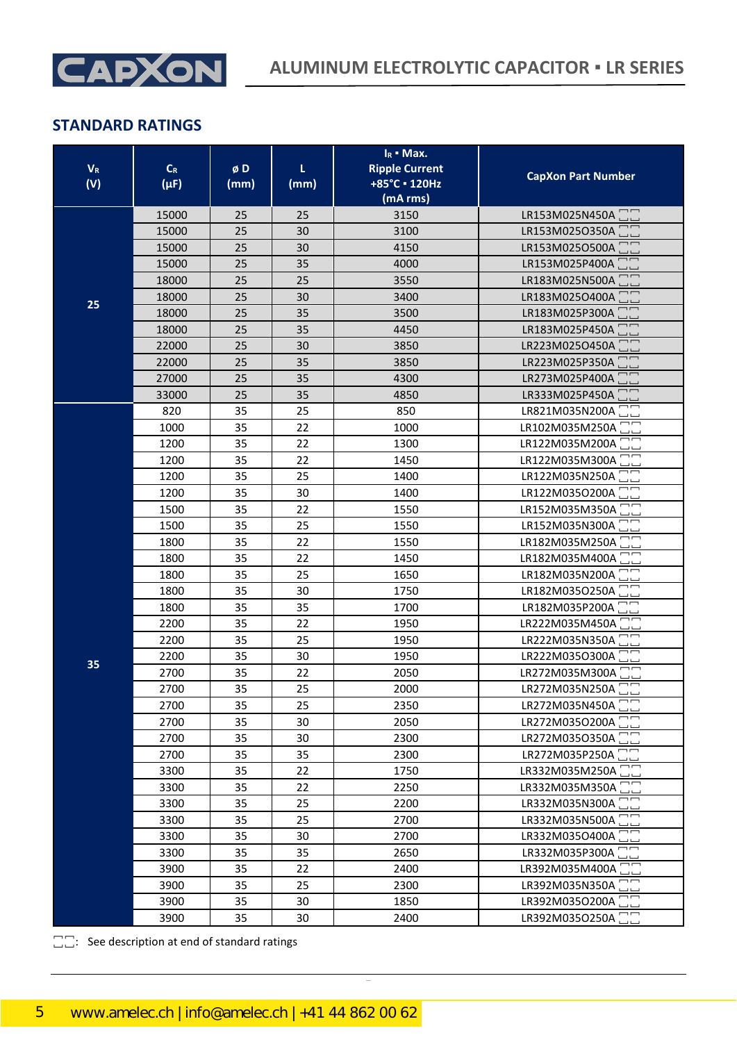## STANDARD RATINGS

| $V_R$ (V) | $C_R$ (µF) | ø D (mm) | L (mm) | $I_R$ ▪ Max. Ripple Current +85°C ▪ 120Hz (mA rms) | CapXon Part Number |
|---|---|---|---|---|---|
| 25 | 15000 | 25 | 25 | 3150 | LR153M025N450A □□ |
| | 15000 | 25 | 30 | 3100 | LR153M025O350A □□ |
| | 15000 | 25 | 30 | 4150 | LR153M025O500A □□ |
| | 15000 | 25 | 35 | 4000 | LR153M025P400A □□ |
| | 18000 | 25 | 25 | 3550 | LR183M025N500A □□ |
| | 18000 | 25 | 30 | 3400 | LR183M025O400A □□ |
| | 18000 | 25 | 35 | 3500 | LR183M025P300A □□ |
| | 18000 | 25 | 35 | 4450 | LR183M025P450A □□ |
| | 22000 | 25 | 30 | 3850 | LR223M025O450A □□ |
| | 22000 | 25 | 35 | 3850 | LR223M025P350A □□ |
| | 27000 | 25 | 35 | 4300 | LR273M025P400A □□ |
| | 33000 | 25 | 35 | 4850 | LR333M025P450A □□ |
| 35 | 820 | 35 | 25 | 850 | LR821M035N200A □□ |
| | 1000 | 35 | 22 | 1000 | LR102M035M250A □□ |
| | 1200 | 35 | 22 | 1300 | LR122M035M200A □□ |
| | 1200 | 35 | 22 | 1450 | LR122M035M300A □□ |
| | 1200 | 35 | 25 | 1400 | LR122M035N250A □□ |
| | 1200 | 35 | 30 | 1400 | LR122M035O200A □□ |
| | 1500 | 35 | 22 | 1550 | LR152M035M350A □□ |
| | 1500 | 35 | 25 | 1550 | LR152M035N300A □□ |
| | 1800 | 35 | 22 | 1550 | LR182M035M250A □□ |
| | 1800 | 35 | 22 | 1450 | LR182M035M400A □□ |
| | 1800 | 35 | 25 | 1650 | LR182M035N200A □□ |
| | 1800 | 35 | 30 | 1750 | LR182M035O250A □□ |
| | 1800 | 35 | 35 | 1700 | LR182M035P200A □□ |
| | 2200 | 35 | 22 | 1950 | LR222M035M450A □□ |
| | 2200 | 35 | 25 | 1950 | LR222M035N350A □□ |
| | 2200 | 35 | 30 | 1950 | LR222M035O300A □□ |
| | 2700 | 35 | 22 | 2050 | LR272M035M300A □□ |
| | 2700 | 35 | 25 | 2000 | LR272M035N250A □□ |
| | 2700 | 35 | 25 | 2350 | LR272M035N450A □□ |
| | 2700 | 35 | 30 | 2050 | LR272M035O200A □□ |
| | 2700 | 35 | 30 | 2300 | LR272M035O350A □□ |
| | 2700 | 35 | 35 | 2300 | LR272M035P250A □□ |
| | 3300 | 35 | 22 | 1750 | LR332M035M250A □□ |
| | 3300 | 35 | 22 | 2250 | LR332M035M350A □□ |
| | 3300 | 35 | 25 | 2200 | LR332M035N300A □□ |
| | 3300 | 35 | 25 | 2700 | LR332M035N500A □□ |
| | 3300 | 35 | 30 | 2700 | LR332M035O400A □□ |
| | 3300 | 35 | 35 | 2650 | LR332M035P300A □□ |
| | 3900 | 35 | 22 | 2400 | LR392M035M400A □□ |
| | 3900 | 35 | 25 | 2300 | LR392M035N350A □□ |
| | 3900 | 35 | 30 | 1850 | LR392M035O200A □□ |
| | 3900 | 35 | 30 | 2400 | LR392M035O250A □□ |

□□: See description at end of standard ratings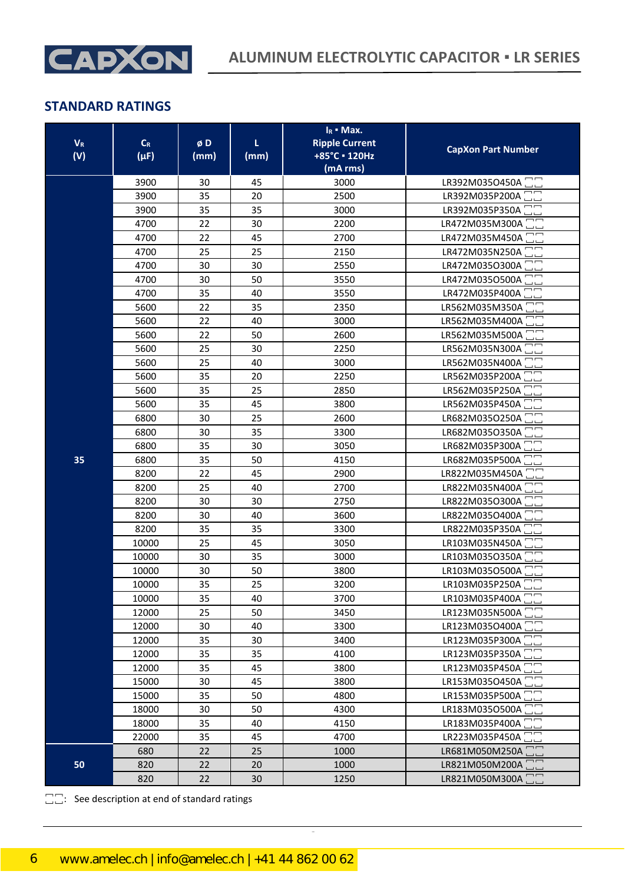## STANDARD RATINGS

| $V_R$ (V) | $C_R$ (µF) | ø D (mm) | L (mm) | $I_R$ ▪ Max. Ripple Current +85°C ▪ 120Hz (mA rms) | CapXon Part Number |
|---|---|---|---|---|---|
| 35 | 3900 | 30 | 45 | 3000 | LR392M035O450A □□ |
| | 3900 | 35 | 20 | 2500 | LR392M035P200A □□ |
| | 3900 | 35 | 35 | 3000 | LR392M035P350A □□ |
| | 4700 | 22 | 30 | 2200 | LR472M035M300A □□ |
| | 4700 | 22 | 45 | 2700 | LR472M035M450A □□ |
| | 4700 | 25 | 25 | 2150 | LR472M035N250A □□ |
| | 4700 | 30 | 30 | 2550 | LR472M035O300A □□ |
| | 4700 | 30 | 50 | 3550 | LR472M035O500A □□ |
| | 4700 | 35 | 40 | 3550 | LR472M035P400A □□ |
| | 5600 | 22 | 35 | 2350 | LR562M035M350A □□ |
| | 5600 | 22 | 40 | 3000 | LR562M035M400A □□ |
| | 5600 | 22 | 50 | 2600 | LR562M035M500A □□ |
| | 5600 | 25 | 30 | 2250 | LR562M035N300A □□ |
| | 5600 | 25 | 40 | 3000 | LR562M035N400A □□ |
| | 5600 | 35 | 20 | 2250 | LR562M035P200A □□ |
| | 5600 | 35 | 25 | 2850 | LR562M035P250A □□ |
| | 5600 | 35 | 45 | 3800 | LR562M035P450A □□ |
| | 6800 | 30 | 25 | 2600 | LR682M035O250A □□ |
| | 6800 | 30 | 35 | 3300 | LR682M035O350A □□ |
| | 6800 | 35 | 30 | 3050 | LR682M035P300A □□ |
| | 6800 | 35 | 50 | 4150 | LR682M035P500A □□ |
| | 8200 | 22 | 45 | 2900 | LR822M035M450A □□ |
| | 8200 | 25 | 40 | 2700 | LR822M035N400A □□ |
| | 8200 | 30 | 30 | 2750 | LR822M035O300A □□ |
| | 8200 | 30 | 40 | 3600 | LR822M035O400A □□ |
| | 8200 | 35 | 35 | 3300 | LR822M035P350A □□ |
| | 10000 | 25 | 45 | 3050 | LR103M035N450A □□ |
| | 10000 | 30 | 35 | 3000 | LR103M035O350A □□ |
| | 10000 | 30 | 50 | 3800 | LR103M035O500A □□ |
| | 10000 | 35 | 25 | 3200 | LR103M035P250A □□ |
| | 10000 | 35 | 40 | 3700 | LR103M035P400A □□ |
| | 12000 | 25 | 50 | 3450 | LR123M035N500A □□ |
| | 12000 | 30 | 40 | 3300 | LR123M035O400A □□ |
| | 12000 | 35 | 30 | 3400 | LR123M035P300A □□ |
| | 12000 | 35 | 35 | 4100 | LR123M035P350A □□ |
| | 12000 | 35 | 45 | 3800 | LR123M035P450A □□ |
| | 15000 | 30 | 45 | 3800 | LR153M035O450A □□ |
| | 15000 | 35 | 50 | 4800 | LR153M035P500A □□ |
| | 18000 | 30 | 50 | 4300 | LR183M035O500A □□ |
| | 18000 | 35 | 40 | 4150 | LR183M035P400A □□ |
| | 22000 | 35 | 45 | 4700 | LR223M035P450A □□ |
| 50 | 680 | 22 | 25 | 1000 | LR681M050M250A □□ |
| | 820 | 22 | 20 | 1000 | LR821M050M200A □□ |
| | 820 | 22 | 30 | 1250 | LR821M050M300A □□ |

□□: See description at end of standard ratings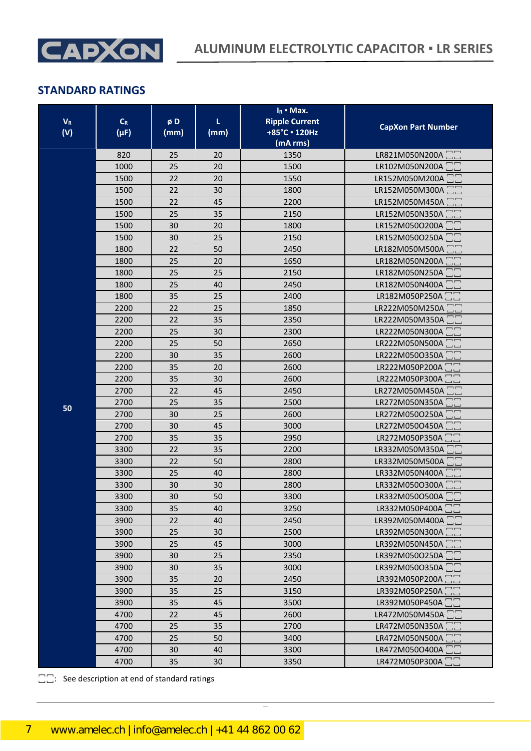## STANDARD RATINGS

| $V_R$ (V) | $C_R$ (µF) | ø D (mm) | L (mm) | $I_R$ ▪ Max. Ripple Current +85°C ▪ 120Hz (mA rms) | CapXon Part Number |
|---|---|---|---|---|---|
| 50 | 820 | 25 | 20 | 1350 | LR821M050N200A □□ |
| | 1000 | 25 | 20 | 1500 | LR102M050N200A □□ |
| | 1500 | 22 | 20 | 1550 | LR152M050M200A □□ |
| | 1500 | 22 | 30 | 1800 | LR152M050M300A □□ |
| | 1500 | 22 | 45 | 2200 | LR152M050M450A □□ |
| | 1500 | 25 | 35 | 2150 | LR152M050N350A □□ |
| | 1500 | 30 | 20 | 1800 | LR152M050O200A □□ |
| | 1500 | 30 | 25 | 2150 | LR152M050O250A □□ |
| | 1800 | 22 | 50 | 2450 | LR182M050M500A □□ |
| | 1800 | 25 | 20 | 1650 | LR182M050N200A □□ |
| | 1800 | 25 | 25 | 2150 | LR182M050N250A □□ |
| | 1800 | 25 | 40 | 2450 | LR182M050N400A □□ |
| | 1800 | 35 | 25 | 2400 | LR182M050P250A □□ |
| | 2200 | 22 | 25 | 1850 | LR222M050M250A □□ |
| | 2200 | 22 | 35 | 2350 | LR222M050M350A □□ |
| | 2200 | 25 | 30 | 2300 | LR222M050N300A □□ |
| | 2200 | 25 | 50 | 2650 | LR222M050N500A □□ |
| | 2200 | 30 | 35 | 2600 | LR222M050O350A □□ |
| | 2200 | 35 | 20 | 2600 | LR222M050P200A □□ |
| | 2200 | 35 | 30 | 2600 | LR222M050P300A □□ |
| | 2700 | 22 | 45 | 2450 | LR272M050M450A □□ |
| | 2700 | 25 | 35 | 2500 | LR272M050N350A □□ |
| | 2700 | 30 | 25 | 2600 | LR272M050O250A □□ |
| | 2700 | 30 | 45 | 3000 | LR272M050O450A □□ |
| | 2700 | 35 | 35 | 2950 | LR272M050P350A □□ |
| | 3300 | 22 | 35 | 2200 | LR332M050M350A □□ |
| | 3300 | 22 | 50 | 2800 | LR332M050M500A □□ |
| | 3300 | 25 | 40 | 2800 | LR332M050N400A □□ |
| | 3300 | 30 | 30 | 2800 | LR332M050O300A □□ |
| | 3300 | 30 | 50 | 3300 | LR332M050O500A □□ |
| | 3300 | 35 | 40 | 3250 | LR332M050P400A □□ |
| | 3900 | 22 | 40 | 2450 | LR392M050M400A □□ |
| | 3900 | 25 | 30 | 2500 | LR392M050N300A □□ |
| | 3900 | 25 | 45 | 3000 | LR392M050N450A □□ |
| | 3900 | 30 | 25 | 2350 | LR392M050O250A □□ |
| | 3900 | 30 | 35 | 3000 | LR392M050O350A □□ |
| | 3900 | 35 | 20 | 2450 | LR392M050P200A □□ |
| | 3900 | 35 | 25 | 3150 | LR392M050P250A □□ |
| | 3900 | 35 | 45 | 3500 | LR392M050P450A □□ |
| | 4700 | 22 | 45 | 2600 | LR472M050M450A □□ |
| | 4700 | 25 | 35 | 2700 | LR472M050N350A □□ |
| | 4700 | 25 | 50 | 3400 | LR472M050N500A □□ |
| | 4700 | 30 | 40 | 3300 | LR472M050O400A □□ |
| | 4700 | 35 | 30 | 3350 | LR472M050P300A □□ |

□□: See description at end of standard ratings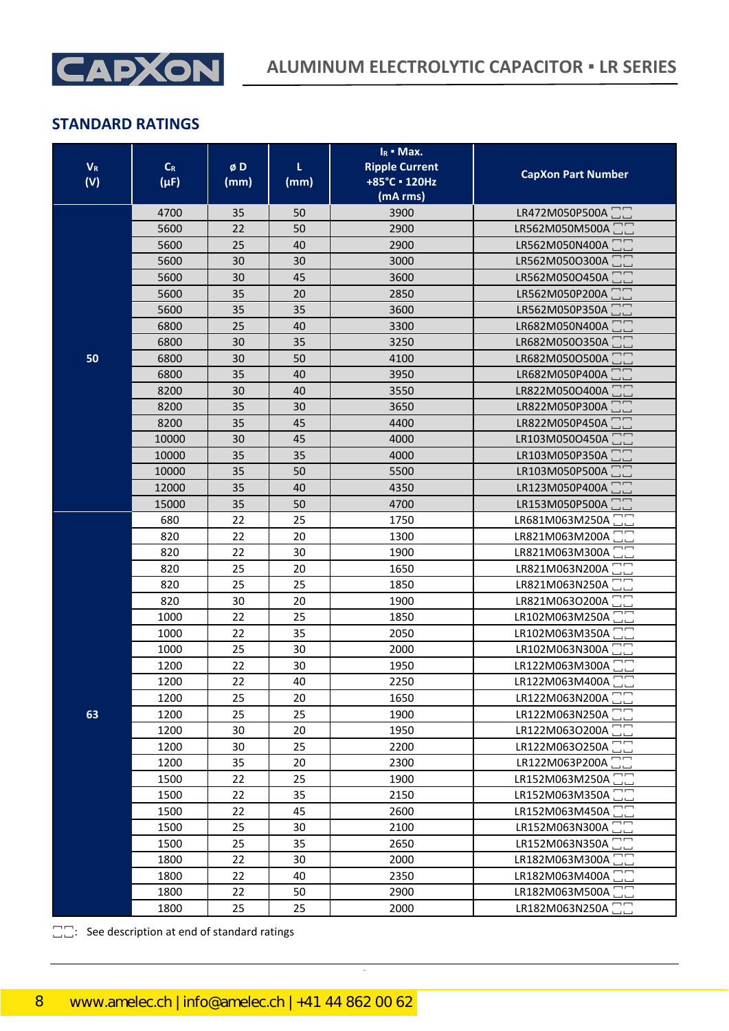## STANDARD RATINGS

| $V_R$ (V) | $C_R$ (µF) | ø D (mm) | L (mm) | $I_R$ • Max. Ripple Current +85°C • 120Hz (mA rms) | CapXon Part Number |
|---|---|---|---|---|---|
| 50 | 4700 | 35 | 50 | 3900 | LR472M050P500A □□ |
| | 5600 | 22 | 50 | 2900 | LR562M050M500A □□ |
| | 5600 | 25 | 40 | 2900 | LR562M050N400A □□ |
| | 5600 | 30 | 30 | 3000 | LR562M050O300A □□ |
| | 5600 | 30 | 45 | 3600 | LR562M050O450A □□ |
| | 5600 | 35 | 20 | 2850 | LR562M050P200A □□ |
| | 5600 | 35 | 35 | 3600 | LR562M050P350A □□ |
| | 6800 | 25 | 40 | 3300 | LR682M050N400A □□ |
| | 6800 | 30 | 35 | 3250 | LR682M050O350A □□ |
| | 6800 | 30 | 50 | 4100 | LR682M050O500A □□ |
| | 6800 | 35 | 40 | 3950 | LR682M050P400A □□ |
| | 8200 | 30 | 40 | 3550 | LR822M050O400A □□ |
| | 8200 | 35 | 30 | 3650 | LR822M050P300A □□ |
| | 8200 | 35 | 45 | 4400 | LR822M050P450A □□ |
| | 10000 | 30 | 45 | 4000 | LR103M050O450A □□ |
| | 10000 | 35 | 35 | 4000 | LR103M050P350A □□ |
| | 10000 | 35 | 50 | 5500 | LR103M050P500A □□ |
| | 12000 | 35 | 40 | 4350 | LR123M050P400A □□ |
| | 15000 | 35 | 50 | 4700 | LR153M050P500A □□ |
| 63 | 680 | 22 | 25 | 1750 | LR681M063M250A □□ |
| | 820 | 22 | 20 | 1300 | LR821M063M200A □□ |
| | 820 | 22 | 30 | 1900 | LR821M063M300A □□ |
| | 820 | 25 | 20 | 1650 | LR821M063N200A □□ |
| | 820 | 25 | 25 | 1850 | LR821M063N250A □□ |
| | 820 | 30 | 20 | 1900 | LR821M063O200A □□ |
| | 1000 | 22 | 25 | 1850 | LR102M063M250A □□ |
| | 1000 | 22 | 35 | 2050 | LR102M063M350A □□ |
| | 1000 | 25 | 30 | 2000 | LR102M063N300A □□ |
| | 1200 | 22 | 30 | 1950 | LR122M063M300A □□ |
| | 1200 | 22 | 40 | 2250 | LR122M063M400A □□ |
| | 1200 | 25 | 20 | 1650 | LR122M063N200A □□ |
| | 1200 | 25 | 25 | 1900 | LR122M063N250A □□ |
| | 1200 | 30 | 20 | 1950 | LR122M063O200A □□ |
| | 1200 | 30 | 25 | 2200 | LR122M063O250A □□ |
| | 1200 | 35 | 20 | 2300 | LR122M063P200A □□ |
| | 1500 | 22 | 25 | 1900 | LR152M063M250A □□ |
| | 1500 | 22 | 35 | 2150 | LR152M063M350A □□ |
| | 1500 | 22 | 45 | 2600 | LR152M063M450A □□ |
| | 1500 | 25 | 30 | 2100 | LR152M063N300A □□ |
| | 1500 | 25 | 35 | 2650 | LR152M063N350A □□ |
| | 1800 | 22 | 30 | 2000 | LR182M063M300A □□ |
| | 1800 | 22 | 40 | 2350 | LR182M063M400A □□ |
| | 1800 | 22 | 50 | 2900 | LR182M063M500A □□ |
| | 1800 | 25 | 25 | 2000 | LR182M063N250A □□ |

□□: See description at end of standard ratings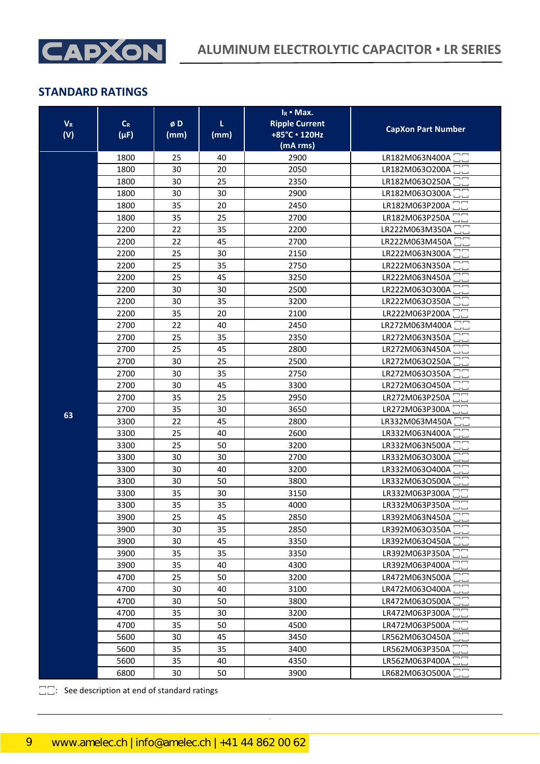## STANDARD RATINGS

| $V_R$ (V) | $C_R$ (µF) | ø D (mm) | L (mm) | $I_R$ ▪ Max. Ripple Current +85°C ▪ 120Hz (mA rms) | CapXon Part Number |
|---|---|---|---|---|---|
| 63 | 1800 | 25 | 40 | 2900 | LR182M063N400A □□ |
| | 1800 | 30 | 20 | 2050 | LR182M063O200A □□ |
| | 1800 | 30 | 25 | 2350 | LR182M063O250A □□ |
| | 1800 | 30 | 30 | 2900 | LR182M063O300A □□ |
| | 1800 | 35 | 20 | 2450 | LR182M063P200A □□ |
| | 1800 | 35 | 25 | 2700 | LR182M063P250A □□ |
| | 2200 | 22 | 35 | 2200 | LR222M063M350A □□ |
| | 2200 | 22 | 45 | 2700 | LR222M063M450A □□ |
| | 2200 | 25 | 30 | 2150 | LR222M063N300A □□ |
| | 2200 | 25 | 35 | 2750 | LR222M063N350A □□ |
| | 2200 | 25 | 45 | 3250 | LR222M063N450A □□ |
| | 2200 | 30 | 30 | 2500 | LR222M063O300A □□ |
| | 2200 | 30 | 35 | 3200 | LR222M063O350A □□ |
| | 2200 | 35 | 20 | 2100 | LR222M063P200A □□ |
| | 2700 | 22 | 40 | 2450 | LR272M063M400A □□ |
| | 2700 | 25 | 35 | 2350 | LR272M063N350A □□ |
| | 2700 | 25 | 45 | 2800 | LR272M063N450A □□ |
| | 2700 | 30 | 25 | 2500 | LR272M063O250A □□ |
| | 2700 | 30 | 35 | 2750 | LR272M063O350A □□ |
| | 2700 | 30 | 45 | 3300 | LR272M063O450A □□ |
| | 2700 | 35 | 25 | 2950 | LR272M063P250A □□ |
| | 2700 | 35 | 30 | 3650 | LR272M063P300A □□ |
| | 3300 | 22 | 45 | 2800 | LR332M063M450A □□ |
| | 3300 | 25 | 40 | 2600 | LR332M063N400A □□ |
| | 3300 | 25 | 50 | 3200 | LR332M063N500A □□ |
| | 3300 | 30 | 30 | 2700 | LR332M063O300A □□ |
| | 3300 | 30 | 40 | 3200 | LR332M063O400A □□ |
| | 3300 | 30 | 50 | 3800 | LR332M063O500A □□ |
| | 3300 | 35 | 30 | 3150 | LR332M063P300A □□ |
| | 3300 | 35 | 35 | 4000 | LR332M063P350A □□ |
| | 3900 | 25 | 45 | 2850 | LR392M063N450A □□ |
| | 3900 | 30 | 35 | 2850 | LR392M063O350A □□ |
| | 3900 | 30 | 45 | 3350 | LR392M063O450A □□ |
| | 3900 | 35 | 35 | 3350 | LR392M063P350A □□ |
| | 3900 | 35 | 40 | 4300 | LR392M063P400A □□ |
| | 4700 | 25 | 50 | 3200 | LR472M063N500A □□ |
| | 4700 | 30 | 40 | 3100 | LR472M063O400A □□ |
| | 4700 | 30 | 50 | 3800 | LR472M063O500A □□ |
| | 4700 | 35 | 30 | 3200 | LR472M063P300A □□ |
| | 4700 | 35 | 50 | 4500 | LR472M063P500A □□ |
| | 5600 | 30 | 45 | 3450 | LR562M063O450A □□ |
| | 5600 | 35 | 35 | 3400 | LR562M063P350A □□ |
| | 5600 | 35 | 40 | 4350 | LR562M063P400A □□ |
| | 6800 | 30 | 50 | 3900 | LR682M063O500A □□ |

□□: See description at end of standard ratings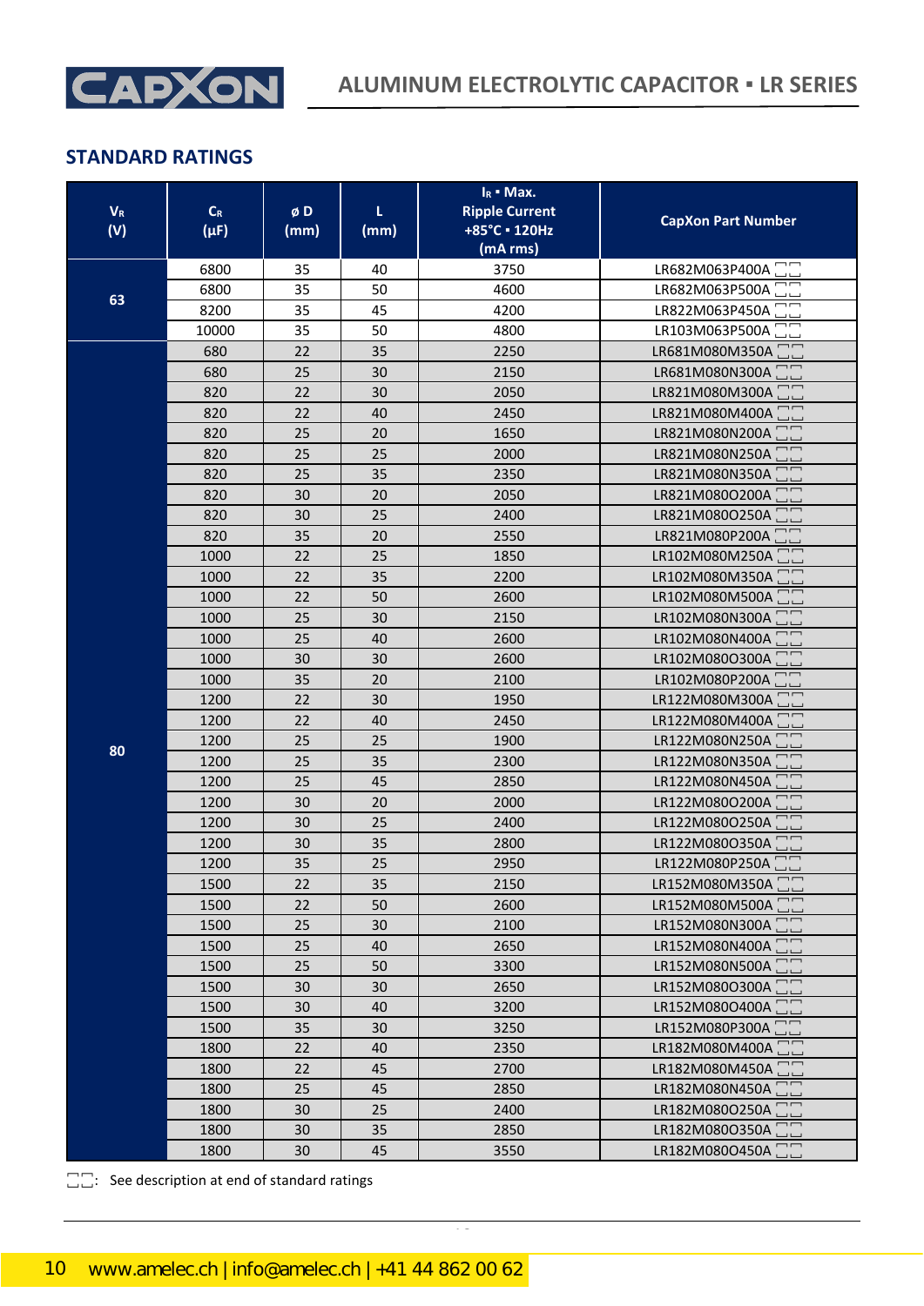## STANDARD RATINGS

| $V_R$ (V) | $C_R$ (µF) | ø D (mm) | L (mm) | $I_R$ ▪ Max. Ripple Current +85°C ▪ 120Hz (mA rms) | CapXon Part Number |
|---|---|---|---|---|---|
| 63 | 6800 | 35 | 40 | 3750 | LR682M063P400A □□ |
| | 6800 | 35 | 50 | 4600 | LR682M063P500A □□ |
| | 8200 | 35 | 45 | 4200 | LR822M063P450A □□ |
| | 10000 | 35 | 50 | 4800 | LR103M063P500A □□ |
| 80 | 680 | 22 | 35 | 2250 | LR681M080M350A □□ |
| | 680 | 25 | 30 | 2150 | LR681M080N300A □□ |
| | 820 | 22 | 30 | 2050 | LR821M080M300A □□ |
| | 820 | 22 | 40 | 2450 | LR821M080M400A □□ |
| | 820 | 25 | 20 | 1650 | LR821M080N200A □□ |
| | 820 | 25 | 25 | 2000 | LR821M080N250A □□ |
| | 820 | 25 | 35 | 2350 | LR821M080N350A □□ |
| | 820 | 30 | 20 | 2050 | LR821M080O200A □□ |
| | 820 | 30 | 25 | 2400 | LR821M080O250A □□ |
| | 820 | 35 | 20 | 2550 | LR821M080P200A □□ |
| | 1000 | 22 | 25 | 1850 | LR102M080M250A □□ |
| | 1000 | 22 | 35 | 2200 | LR102M080M350A □□ |
| | 1000 | 22 | 50 | 2600 | LR102M080M500A □□ |
| | 1000 | 25 | 30 | 2150 | LR102M080N300A □□ |
| | 1000 | 25 | 40 | 2600 | LR102M080N400A □□ |
| | 1000 | 30 | 30 | 2600 | LR102M080O300A □□ |
| | 1000 | 35 | 20 | 2100 | LR102M080P200A □□ |
| | 1200 | 22 | 30 | 1950 | LR122M080M300A □□ |
| | 1200 | 22 | 40 | 2450 | LR122M080M400A □□ |
| | 1200 | 25 | 25 | 1900 | LR122M080N250A □□ |
| | 1200 | 25 | 35 | 2300 | LR122M080N350A □□ |
| | 1200 | 25 | 45 | 2850 | LR122M080N450A □□ |
| | 1200 | 30 | 20 | 2000 | LR122M080O200A □□ |
| | 1200 | 30 | 25 | 2400 | LR122M080O250A □□ |
| | 1200 | 30 | 35 | 2800 | LR122M080O350A □□ |
| | 1200 | 35 | 25 | 2950 | LR122M080P250A □□ |
| | 1500 | 22 | 35 | 2150 | LR152M080M350A □□ |
| | 1500 | 22 | 50 | 2600 | LR152M080M500A □□ |
| | 1500 | 25 | 30 | 2100 | LR152M080N300A □□ |
| | 1500 | 25 | 40 | 2650 | LR152M080N400A □□ |
| | 1500 | 25 | 50 | 3300 | LR152M080N500A □□ |
| | 1500 | 30 | 30 | 2650 | LR152M080O300A □□ |
| | 1500 | 30 | 40 | 3200 | LR152M080O400A □□ |
| | 1500 | 35 | 30 | 3250 | LR152M080P300A □□ |
| | 1800 | 22 | 40 | 2350 | LR182M080M400A □□ |
| | 1800 | 22 | 45 | 2700 | LR182M080M450A □□ |
| | 1800 | 25 | 45 | 2850 | LR182M080N450A □□ |
| | 1800 | 30 | 25 | 2400 | LR182M080O250A □□ |
| | 1800 | 30 | 35 | 2850 | LR182M080O350A □□ |
| | 1800 | 30 | 45 | 3550 | LR182M080O450A □□ |

□□: See description at end of standard ratings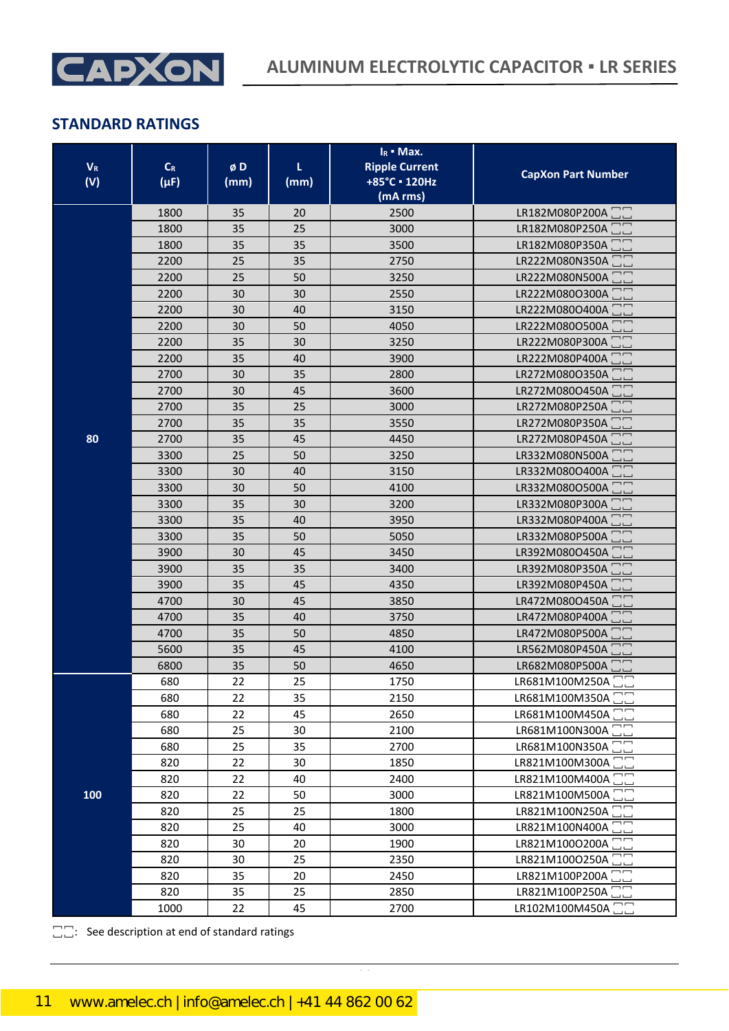## STANDARD RATINGS

| $V_R$ (V) | $C_R$ (µF) | ø D (mm) | L (mm) | $I_R$ ▪ Max. Ripple Current +85°C ▪ 120Hz (mA rms) | CapXon Part Number |
|---|---|---|---|---|---|
| 80 | 1800 | 35 | 20 | 2500 | LR182M080P200A □□ |
| | 1800 | 35 | 25 | 3000 | LR182M080P250A □□ |
| | 1800 | 35 | 35 | 3500 | LR182M080P350A □□ |
| | 2200 | 25 | 35 | 2750 | LR222M080N350A □□ |
| | 2200 | 25 | 50 | 3250 | LR222M080N500A □□ |
| | 2200 | 30 | 30 | 2550 | LR222M080O300A □□ |
| | 2200 | 30 | 40 | 3150 | LR222M080O400A □□ |
| | 2200 | 30 | 50 | 4050 | LR222M080O500A □□ |
| | 2200 | 35 | 30 | 3250 | LR222M080P300A □□ |
| | 2200 | 35 | 40 | 3900 | LR222M080P400A □□ |
| | 2700 | 30 | 35 | 2800 | LR272M080O350A □□ |
| | 2700 | 30 | 45 | 3600 | LR272M080O450A □□ |
| | 2700 | 35 | 25 | 3000 | LR272M080P250A □□ |
| | 2700 | 35 | 35 | 3550 | LR272M080P350A □□ |
| | 2700 | 35 | 45 | 4450 | LR272M080P450A □□ |
| | 3300 | 25 | 50 | 3250 | LR332M080N500A □□ |
| | 3300 | 30 | 40 | 3150 | LR332M080O400A □□ |
| | 3300 | 30 | 50 | 4100 | LR332M080O500A □□ |
| | 3300 | 35 | 30 | 3200 | LR332M080P300A □□ |
| | 3300 | 35 | 40 | 3950 | LR332M080P400A □□ |
| | 3300 | 35 | 50 | 5050 | LR332M080P500A □□ |
| | 3900 | 30 | 45 | 3450 | LR392M080O450A □□ |
| | 3900 | 35 | 35 | 3400 | LR392M080P350A □□ |
| | 3900 | 35 | 45 | 4350 | LR392M080P450A □□ |
| | 4700 | 30 | 45 | 3850 | LR472M080O450A □□ |
| | 4700 | 35 | 40 | 3750 | LR472M080P400A □□ |
| | 4700 | 35 | 50 | 4850 | LR472M080P500A □□ |
| | 5600 | 35 | 45 | 4100 | LR562M080P450A □□ |
| | 6800 | 35 | 50 | 4650 | LR682M080P500A □□ |
| 100 | 680 | 22 | 25 | 1750 | LR681M100M250A □□ |
| | 680 | 22 | 35 | 2150 | LR681M100M350A □□ |
| | 680 | 22 | 45 | 2650 | LR681M100M450A □□ |
| | 680 | 25 | 30 | 2100 | LR681M100N300A □□ |
| | 680 | 25 | 35 | 2700 | LR681M100N350A □□ |
| | 820 | 22 | 30 | 1850 | LR821M100M300A □□ |
| | 820 | 22 | 40 | 2400 | LR821M100M400A □□ |
| | 820 | 22 | 50 | 3000 | LR821M100M500A □□ |
| | 820 | 25 | 25 | 1800 | LR821M100N250A □□ |
| | 820 | 25 | 40 | 3000 | LR821M100N400A □□ |
| | 820 | 30 | 20 | 1900 | LR821M100O200A □□ |
| | 820 | 30 | 25 | 2350 | LR821M100O250A □□ |
| | 820 | 35 | 20 | 2450 | LR821M100P200A □□ |
| | 820 | 35 | 25 | 2850 | LR821M100P250A □□ |
| | 1000 | 22 | 45 | 2700 | LR102M100M450A □□ |

□□: See description at end of standard ratings

www.amelec.ch | info@amelec.ch | +41 44 862 00 62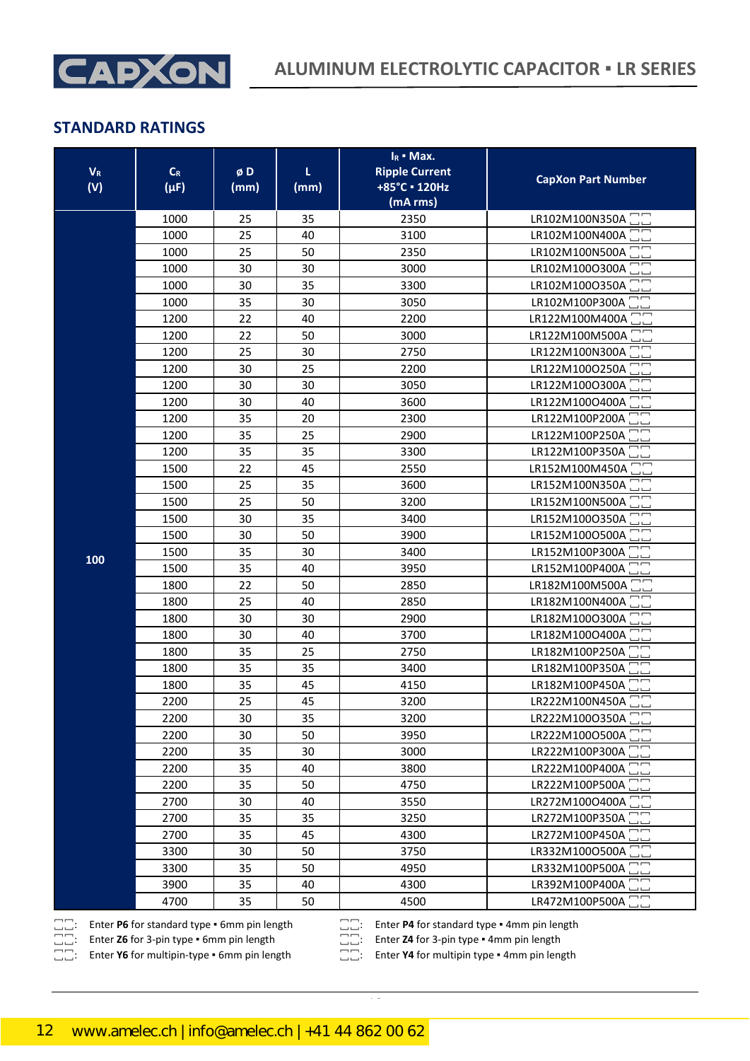# ALUMINUM ELECTROLYTIC CAPACITOR ▪ LR SERIES

## STANDARD RATINGS

| $V_R$ (V) | $C_R$ (µF) | ø D (mm) | L (mm) | $I_R$ ▪ Max. Ripple Current +85°C ▪ 120Hz (mA rms) | CapXon Part Number |
|---|---|---|---|---|---|
| 100 | 1000 | 25 | 35 | 2350 | LR102M100N350A ☐☐ |
| | 1000 | 25 | 40 | 3100 | LR102M100N400A ☐☐ |
| | 1000 | 25 | 50 | 2350 | LR102M100N500A ☐☐ |
| | 1000 | 30 | 30 | 3000 | LR102M100O300A ☐☐ |
| | 1000 | 30 | 35 | 3300 | LR102M100O350A ☐☐ |
| | 1000 | 35 | 30 | 3050 | LR102M100P300A ☐☐ |
| | 1200 | 22 | 40 | 2200 | LR122M100M400A ☐☐ |
| | 1200 | 22 | 50 | 3000 | LR122M100M500A ☐☐ |
| | 1200 | 25 | 30 | 2750 | LR122M100N300A ☐☐ |
| | 1200 | 30 | 25 | 2200 | LR122M100O250A ☐☐ |
| | 1200 | 30 | 30 | 3050 | LR122M100O300A ☐☐ |
| | 1200 | 30 | 40 | 3600 | LR122M100O400A ☐☐ |
| | 1200 | 35 | 20 | 2300 | LR122M100P200A ☐☐ |
| | 1200 | 35 | 25 | 2900 | LR122M100P250A ☐☐ |
| | 1200 | 35 | 35 | 3300 | LR122M100P350A ☐☐ |
| | 1500 | 22 | 45 | 2550 | LR152M100M450A ☐☐ |
| | 1500 | 25 | 35 | 3600 | LR152M100N350A ☐☐ |
| | 1500 | 25 | 50 | 3200 | LR152M100N500A ☐☐ |
| | 1500 | 30 | 35 | 3400 | LR152M100O350A ☐☐ |
| | 1500 | 30 | 50 | 3900 | LR152M100O500A ☐☐ |
| | 1500 | 35 | 30 | 3400 | LR152M100P300A ☐☐ |
| | 1500 | 35 | 40 | 3950 | LR152M100P400A ☐☐ |
| | 1800 | 22 | 50 | 2850 | LR182M100M500A ☐☐ |
| | 1800 | 25 | 40 | 2850 | LR182M100N400A ☐☐ |
| | 1800 | 30 | 30 | 2900 | LR182M100O300A ☐☐ |
| | 1800 | 30 | 40 | 3700 | LR182M100O400A ☐☐ |
| | 1800 | 35 | 25 | 2750 | LR182M100P250A ☐☐ |
| | 1800 | 35 | 35 | 3400 | LR182M100P350A ☐☐ |
| | 1800 | 35 | 45 | 4150 | LR182M100P450A ☐☐ |
| | 2200 | 25 | 45 | 3200 | LR222M100N450A ☐☐ |
| | 2200 | 30 | 35 | 3200 | LR222M100O350A ☐☐ |
| | 2200 | 30 | 50 | 3950 | LR222M100O500A ☐☐ |
| | 2200 | 35 | 30 | 3000 | LR222M100P300A ☐☐ |
| | 2200 | 35 | 40 | 3800 | LR222M100P400A ☐☐ |
| | 2200 | 35 | 50 | 4750 | LR222M100P500A ☐☐ |
| | 2700 | 30 | 40 | 3550 | LR272M100O400A ☐☐ |
| | 2700 | 35 | 35 | 3250 | LR272M100P350A ☐☐ |
| | 2700 | 35 | 45 | 4300 | LR272M100P450A ☐☐ |
| | 3300 | 30 | 50 | 3750 | LR332M100O500A ☐☐ |
| | 3300 | 35 | 50 | 4950 | LR332M100P500A ☐☐ |
| | 3900 | 35 | 40 | 4300 | LR392M100P400A ☐☐ |
| | 4700 | 35 | 50 | 4500 | LR472M100P500A ☐☐ |

☐☐: Enter **P6** for standard type ▪ 6mm pin length
☐☐: Enter **Z6** for 3-pin type ▪ 6mm pin length
☐☐: Enter **Y6** for multipin-type ▪ 6mm pin length
☐☐: Enter **P4** for standard type ▪ 4mm pin length
☐☐: Enter **Z4** for 3-pin type ▪ 4mm pin length
☐☐: Enter **Y4** for multipin type ▪ 4mm pin length

www.amelec.ch | info@amelec.ch | +41 44 862 00 62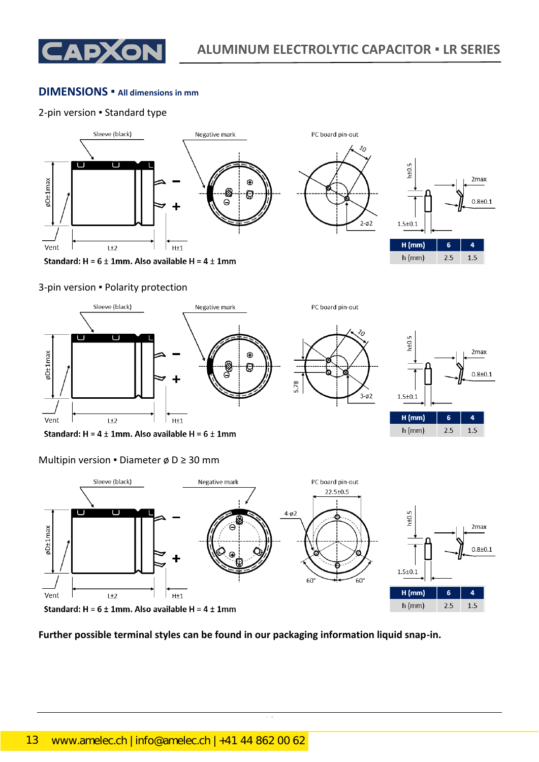## DIMENSIONS ▪ All dimensions in mm

### 2-pin version ▪ Standard type

Sleeve (black) | Negative mark | PC board pin-out

øD±1max | Vent | L±2 | H±1 | 10 | 2-ø2 | h±0.5 | 2max | 0.8±0.1 | 1.5±0.1

| H (mm) | 6 | 4 |
|---|---|---|
| h (mm) | 2.5 | 1.5 |

**Standard: H = 6 ± 1mm. Also available H = 4 ± 1mm**

### 3-pin version ▪ Polarity protection

Sleeve (black) | Negative mark | PC board pin-out

øD±1max | Vent | L±2 | H±1 | 10 | 5.78 | 3-ø2 | h±0.5 | 2max | 0.8±0.1 | 1.5±0.1

| H (mm) | 6 | 4 |
|---|---|---|
| h (mm) | 2.5 | 1.5 |

**Standard: H = 4 ± 1mm. Also available H = 6 ± 1mm**

### Multipin version ▪ Diameter ø D ≥ 30 mm

Sleeve (black) | Negative mark | PC board pin-out

øD±1max | Vent | L±2 | H±1 | 22.5±0.5 | 4-ø2 | 60° | 60° | h±0.5 | 2max | 0.8±0.1 | 1.5±0.1

| H (mm) | 6 | 4 |
|---|---|---|
| h (mm) | 2.5 | 1.5 |

**Standard: H = 6 ± 1mm. Also available H = 4 ± 1mm**

**Further possible terminal styles can be found in our packaging information liquid snap-in.**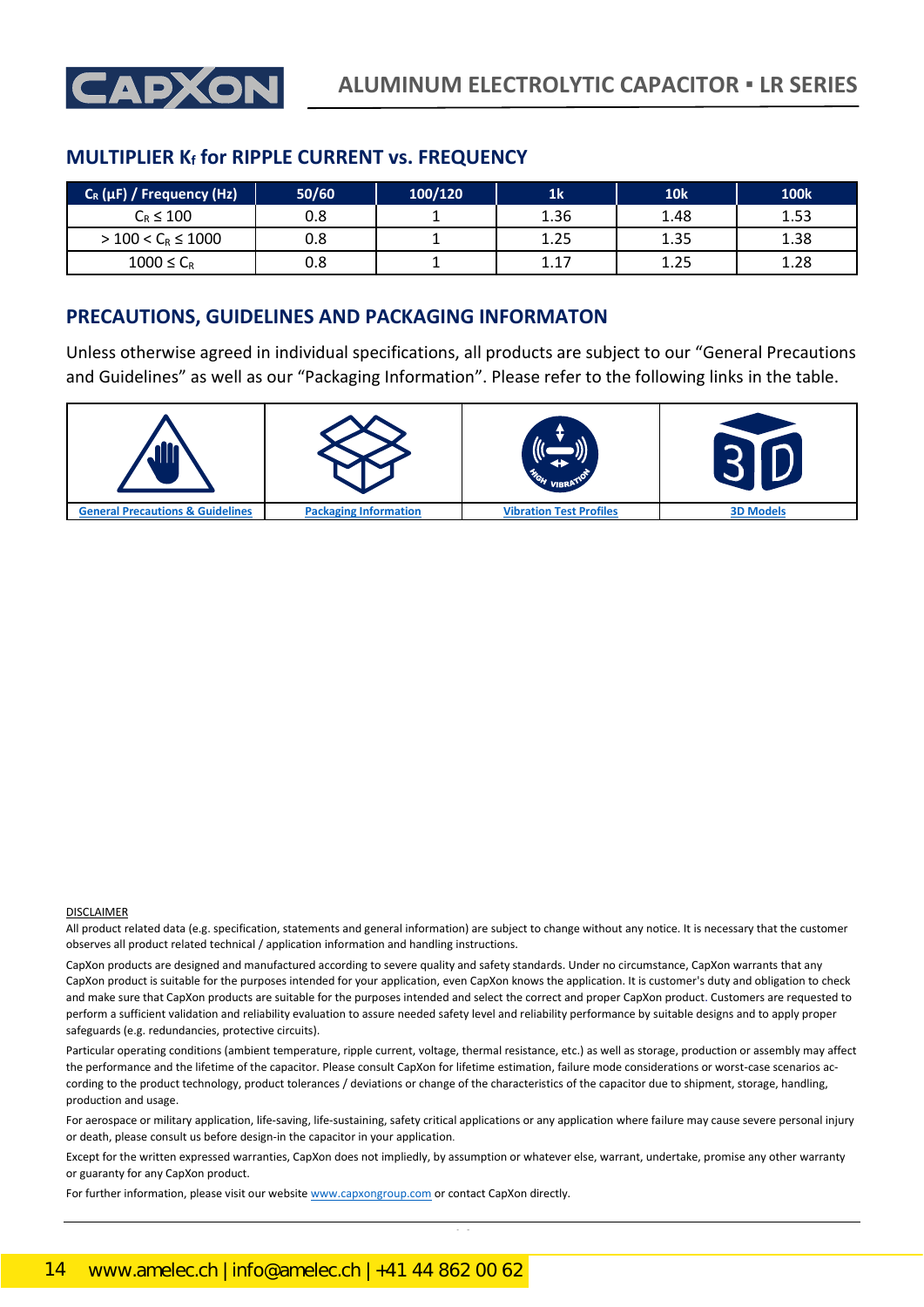## MULTIPLIER $K_f$ for RIPPLE CURRENT vs. FREQUENCY

| $C_R$ (µF) / Frequency (Hz) | 50/60 | 100/120 | 1k | 10k | 100k |
|---|---|---|---|---|---|
| $C_R \leq 100$ | 0.8 | 1 | 1.36 | 1.48 | 1.53 |
| $> 100 < C_R \leq 1000$ | 0.8 | 1 | 1.25 | 1.35 | 1.38 |
| $1000 \leq C_R$ | 0.8 | 1 | 1.17 | 1.25 | 1.28 |

## PRECAUTIONS, GUIDELINES AND PACKAGING INFORMATON

Unless otherwise agreed in individual specifications, all products are subject to our "General Precautions and Guidelines" as well as our "Packaging Information". Please refer to the following links in the table.

| | | | |
|---|---|---|---|
| General Precautions & Guidelines | Packaging Information | Vibration Test Profiles | 3D Models |

DISCLAIMER

All product related data (e.g. specification, statements and general information) are subject to change without any notice. It is necessary that the customer observes all product related technical / application information and handling instructions.

CapXon products are designed and manufactured according to severe quality and safety standards. Under no circumstance, CapXon warrants that any CapXon product is suitable for the purposes intended for your application, even CapXon knows the application. It is customer's duty and obligation to check and make sure that CapXon products are suitable for the purposes intended and select the correct and proper CapXon product. Customers are requested to perform a sufficient validation and reliability evaluation to assure needed safety level and reliability performance by suitable designs and to apply proper safeguards (e.g. redundancies, protective circuits).

Particular operating conditions (ambient temperature, ripple current, voltage, thermal resistance, etc.) as well as storage, production or assembly may affect the performance and the lifetime of the capacitor. Please consult CapXon for lifetime estimation, failure mode considerations or worst-case scenarios according to the product technology, product tolerances / deviations or change of the characteristics of the capacitor due to shipment, storage, handling, production and usage.

For aerospace or military application, life-saving, life-sustaining, safety critical applications or any application where failure may cause severe personal injury or death, please consult us before design-in the capacitor in your application.

Except for the written expressed warranties, CapXon does not impliedly, by assumption or whatever else, warrant, undertake, promise any other warranty or guaranty for any CapXon product.

For further information, please visit our website www.capxongroup.com or contact CapXon directly.